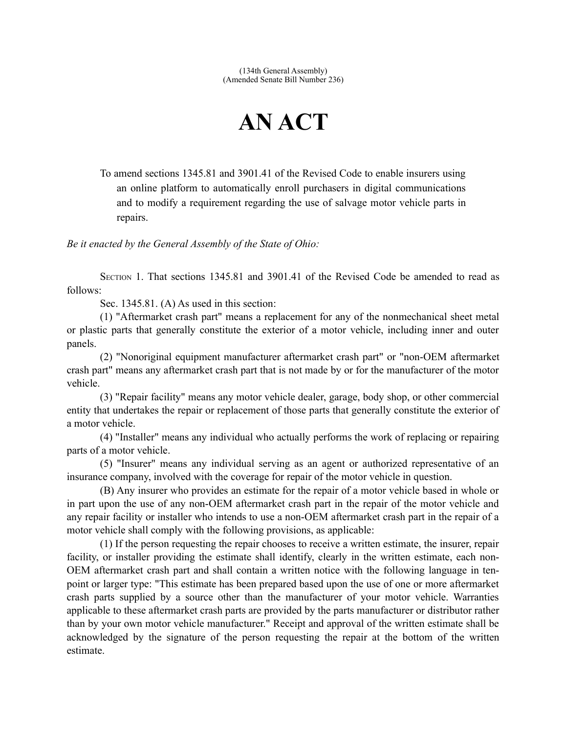(134th General Assembly)
(Amended Senate Bill Number 236)

# AN ACT

To amend sections 1345.81 and 3901.41 of the Revised Code to enable insurers using an online platform to automatically enroll purchasers in digital communications and to modify a requirement regarding the use of salvage motor vehicle parts in repairs.

*Be it enacted by the General Assembly of the State of Ohio:*

SECTION 1. That sections 1345.81 and 3901.41 of the Revised Code be amended to read as follows:

Sec. 1345.81. (A) As used in this section:

(1) "Aftermarket crash part" means a replacement for any of the nonmechanical sheet metal or plastic parts that generally constitute the exterior of a motor vehicle, including inner and outer panels.

(2) "Nonoriginal equipment manufacturer aftermarket crash part" or "non-OEM aftermarket crash part" means any aftermarket crash part that is not made by or for the manufacturer of the motor vehicle.

(3) "Repair facility" means any motor vehicle dealer, garage, body shop, or other commercial entity that undertakes the repair or replacement of those parts that generally constitute the exterior of a motor vehicle.

(4) "Installer" means any individual who actually performs the work of replacing or repairing parts of a motor vehicle.

(5) "Insurer" means any individual serving as an agent or authorized representative of an insurance company, involved with the coverage for repair of the motor vehicle in question.

(B) Any insurer who provides an estimate for the repair of a motor vehicle based in whole or in part upon the use of any non-OEM aftermarket crash part in the repair of the motor vehicle and any repair facility or installer who intends to use a non-OEM aftermarket crash part in the repair of a motor vehicle shall comply with the following provisions, as applicable:

(1) If the person requesting the repair chooses to receive a written estimate, the insurer, repair facility, or installer providing the estimate shall identify, clearly in the written estimate, each non-OEM aftermarket crash part and shall contain a written notice with the following language in ten-point or larger type: "This estimate has been prepared based upon the use of one or more aftermarket crash parts supplied by a source other than the manufacturer of your motor vehicle. Warranties applicable to these aftermarket crash parts are provided by the parts manufacturer or distributor rather than by your own motor vehicle manufacturer." Receipt and approval of the written estimate shall be acknowledged by the signature of the person requesting the repair at the bottom of the written estimate.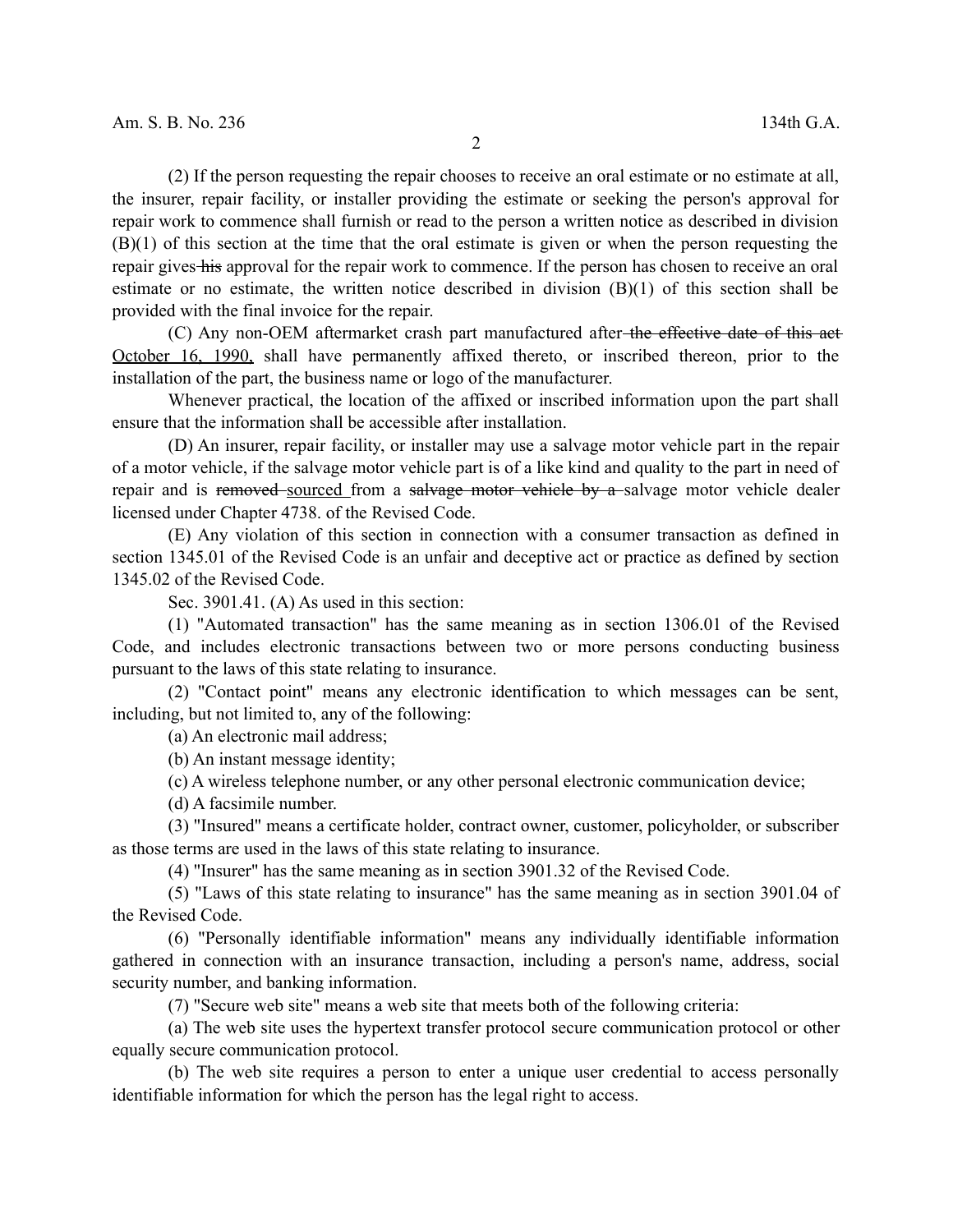(2) If the person requesting the repair chooses to receive an oral estimate or no estimate at all, the insurer, repair facility, or installer providing the estimate or seeking the person's approval for repair work to commence shall furnish or read to the person a written notice as described in division (B)(1) of this section at the time that the oral estimate is given or when the person requesting the repair gives ~~his~~ approval for the repair work to commence. If the person has chosen to receive an oral estimate or no estimate, the written notice described in division (B)(1) of this section shall be provided with the final invoice for the repair.

(C) Any non-OEM aftermarket crash part manufactured after ~~the effective date of this act~~ <u>October 16, 1990,</u> shall have permanently affixed thereto, or inscribed thereon, prior to the installation of the part, the business name or logo of the manufacturer.

Whenever practical, the location of the affixed or inscribed information upon the part shall ensure that the information shall be accessible after installation.

(D) An insurer, repair facility, or installer may use a salvage motor vehicle part in the repair of a motor vehicle, if the salvage motor vehicle part is of a like kind and quality to the part in need of repair and is ~~removed~~ <u>sourced</u> from a ~~salvage motor vehicle by a~~ salvage motor vehicle dealer licensed under Chapter 4738. of the Revised Code.

(E) Any violation of this section in connection with a consumer transaction as defined in section 1345.01 of the Revised Code is an unfair and deceptive act or practice as defined by section 1345.02 of the Revised Code.

Sec. 3901.41. (A) As used in this section:

(1) "Automated transaction" has the same meaning as in section 1306.01 of the Revised Code, and includes electronic transactions between two or more persons conducting business pursuant to the laws of this state relating to insurance.

(2) "Contact point" means any electronic identification to which messages can be sent, including, but not limited to, any of the following:

(a) An electronic mail address;

(b) An instant message identity;

(c) A wireless telephone number, or any other personal electronic communication device;

(d) A facsimile number.

(3) "Insured" means a certificate holder, contract owner, customer, policyholder, or subscriber as those terms are used in the laws of this state relating to insurance.

(4) "Insurer" has the same meaning as in section 3901.32 of the Revised Code.

(5) "Laws of this state relating to insurance" has the same meaning as in section 3901.04 of the Revised Code.

(6) "Personally identifiable information" means any individually identifiable information gathered in connection with an insurance transaction, including a person's name, address, social security number, and banking information.

(7) "Secure web site" means a web site that meets both of the following criteria:

(a) The web site uses the hypertext transfer protocol secure communication protocol or other equally secure communication protocol.

(b) The web site requires a person to enter a unique user credential to access personally identifiable information for which the person has the legal right to access.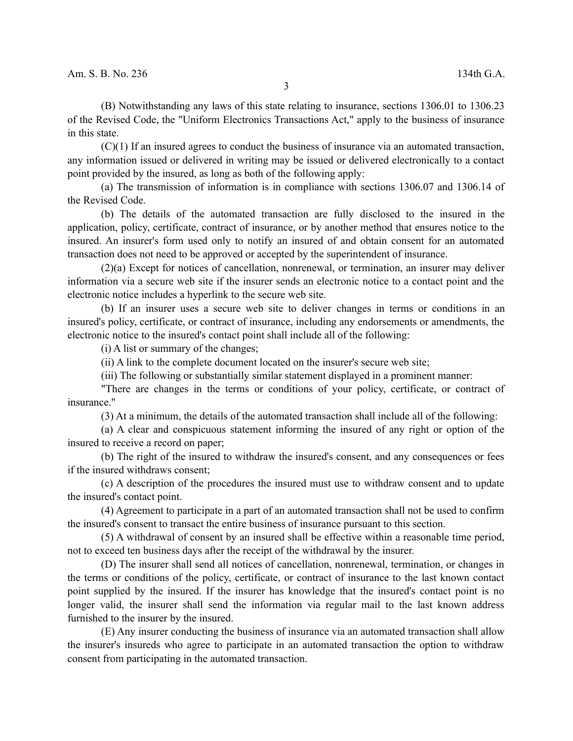(B) Notwithstanding any laws of this state relating to insurance, sections 1306.01 to 1306.23 of the Revised Code, the "Uniform Electronics Transactions Act," apply to the business of insurance in this state.

(C)(1) If an insured agrees to conduct the business of insurance via an automated transaction, any information issued or delivered in writing may be issued or delivered electronically to a contact point provided by the insured, as long as both of the following apply:

(a) The transmission of information is in compliance with sections 1306.07 and 1306.14 of the Revised Code.

(b) The details of the automated transaction are fully disclosed to the insured in the application, policy, certificate, contract of insurance, or by another method that ensures notice to the insured. An insurer's form used only to notify an insured of and obtain consent for an automated transaction does not need to be approved or accepted by the superintendent of insurance.

(2)(a) Except for notices of cancellation, nonrenewal, or termination, an insurer may deliver information via a secure web site if the insurer sends an electronic notice to a contact point and the electronic notice includes a hyperlink to the secure web site.

(b) If an insurer uses a secure web site to deliver changes in terms or conditions in an insured's policy, certificate, or contract of insurance, including any endorsements or amendments, the electronic notice to the insured's contact point shall include all of the following:

(i) A list or summary of the changes;

(ii) A link to the complete document located on the insurer's secure web site;

(iii) The following or substantially similar statement displayed in a prominent manner:

"There are changes in the terms or conditions of your policy, certificate, or contract of insurance."

(3) At a minimum, the details of the automated transaction shall include all of the following:

(a) A clear and conspicuous statement informing the insured of any right or option of the insured to receive a record on paper;

(b) The right of the insured to withdraw the insured's consent, and any consequences or fees if the insured withdraws consent;

(c) A description of the procedures the insured must use to withdraw consent and to update the insured's contact point.

(4) Agreement to participate in a part of an automated transaction shall not be used to confirm the insured's consent to transact the entire business of insurance pursuant to this section.

(5) A withdrawal of consent by an insured shall be effective within a reasonable time period, not to exceed ten business days after the receipt of the withdrawal by the insurer.

(D) The insurer shall send all notices of cancellation, nonrenewal, termination, or changes in the terms or conditions of the policy, certificate, or contract of insurance to the last known contact point supplied by the insured. If the insurer has knowledge that the insured's contact point is no longer valid, the insurer shall send the information via regular mail to the last known address furnished to the insurer by the insured.

(E) Any insurer conducting the business of insurance via an automated transaction shall allow the insurer's insureds who agree to participate in an automated transaction the option to withdraw consent from participating in the automated transaction.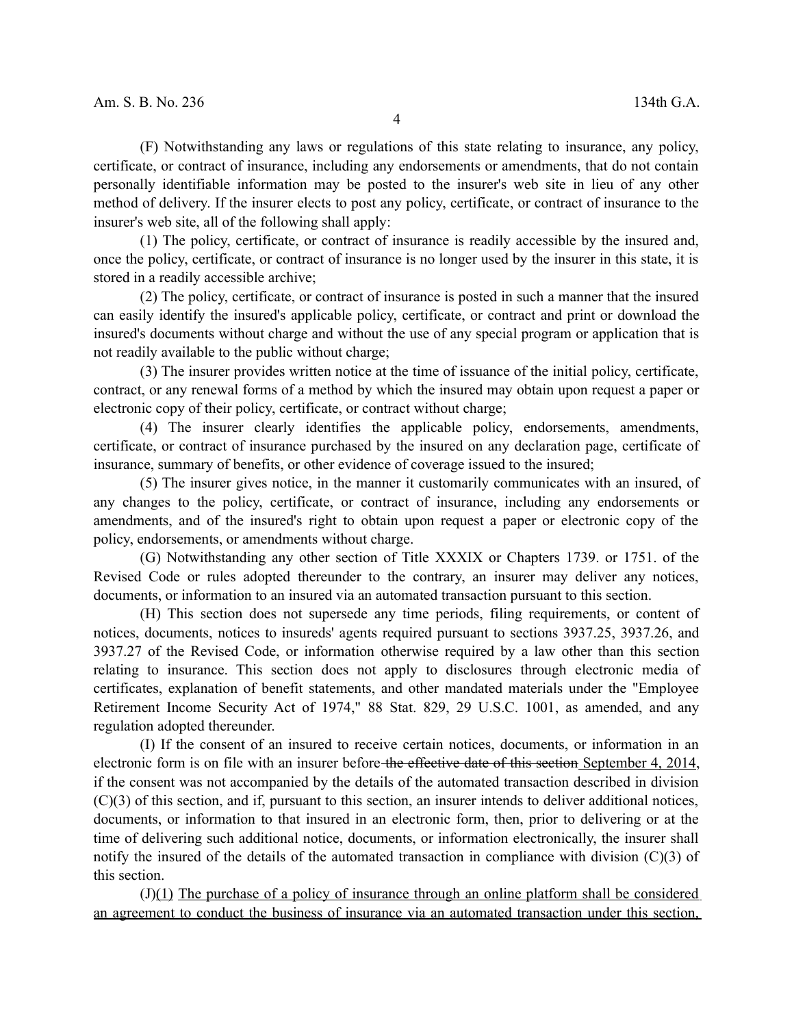(F) Notwithstanding any laws or regulations of this state relating to insurance, any policy, certificate, or contract of insurance, including any endorsements or amendments, that do not contain personally identifiable information may be posted to the insurer's web site in lieu of any other method of delivery. If the insurer elects to post any policy, certificate, or contract of insurance to the insurer's web site, all of the following shall apply:

(1) The policy, certificate, or contract of insurance is readily accessible by the insured and, once the policy, certificate, or contract of insurance is no longer used by the insurer in this state, it is stored in a readily accessible archive;

(2) The policy, certificate, or contract of insurance is posted in such a manner that the insured can easily identify the insured's applicable policy, certificate, or contract and print or download the insured's documents without charge and without the use of any special program or application that is not readily available to the public without charge;

(3) The insurer provides written notice at the time of issuance of the initial policy, certificate, contract, or any renewal forms of a method by which the insured may obtain upon request a paper or electronic copy of their policy, certificate, or contract without charge;

(4) The insurer clearly identifies the applicable policy, endorsements, amendments, certificate, or contract of insurance purchased by the insured on any declaration page, certificate of insurance, summary of benefits, or other evidence of coverage issued to the insured;

(5) The insurer gives notice, in the manner it customarily communicates with an insured, of any changes to the policy, certificate, or contract of insurance, including any endorsements or amendments, and of the insured's right to obtain upon request a paper or electronic copy of the policy, endorsements, or amendments without charge.

(G) Notwithstanding any other section of Title XXXIX or Chapters 1739. or 1751. of the Revised Code or rules adopted thereunder to the contrary, an insurer may deliver any notices, documents, or information to an insured via an automated transaction pursuant to this section.

(H) This section does not supersede any time periods, filing requirements, or content of notices, documents, notices to insureds' agents required pursuant to sections 3937.25, 3937.26, and 3937.27 of the Revised Code, or information otherwise required by a law other than this section relating to insurance. This section does not apply to disclosures through electronic media of certificates, explanation of benefit statements, and other mandated materials under the "Employee Retirement Income Security Act of 1974," 88 Stat. 829, 29 U.S.C. 1001, as amended, and any regulation adopted thereunder.

(I) If the consent of an insured to receive certain notices, documents, or information in an electronic form is on file with an insurer before ~~the effective date of this section~~ September 4, 2014, if the consent was not accompanied by the details of the automated transaction described in division (C)(3) of this section, and if, pursuant to this section, an insurer intends to deliver additional notices, documents, or information to that insured in an electronic form, then, prior to delivering or at the time of delivering such additional notice, documents, or information electronically, the insurer shall notify the insured of the details of the automated transaction in compliance with division (C)(3) of this section.

(J)(1) The purchase of a policy of insurance through an online platform shall be considered an agreement to conduct the business of insurance via an automated transaction under this section,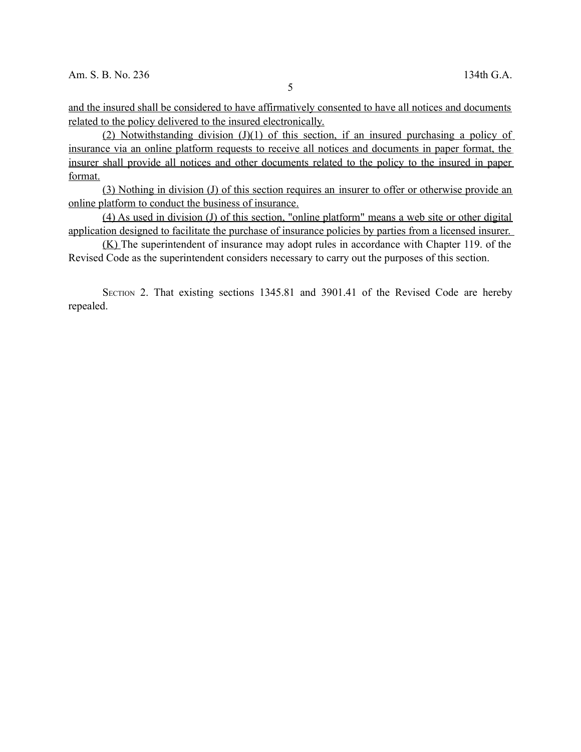and the insured shall be considered to have affirmatively consented to have all notices and documents related to the policy delivered to the insured electronically.

(2) Notwithstanding division (J)(1) of this section, if an insured purchasing a policy of insurance via an online platform requests to receive all notices and documents in paper format, the insurer shall provide all notices and other documents related to the policy to the insured in paper format.

(3) Nothing in division (J) of this section requires an insurer to offer or otherwise provide an online platform to conduct the business of insurance.

(4) As used in division (J) of this section, "online platform" means a web site or other digital application designed to facilitate the purchase of insurance policies by parties from a licensed insurer.

(K) The superintendent of insurance may adopt rules in accordance with Chapter 119. of the Revised Code as the superintendent considers necessary to carry out the purposes of this section.

SECTION 2. That existing sections 1345.81 and 3901.41 of the Revised Code are hereby repealed.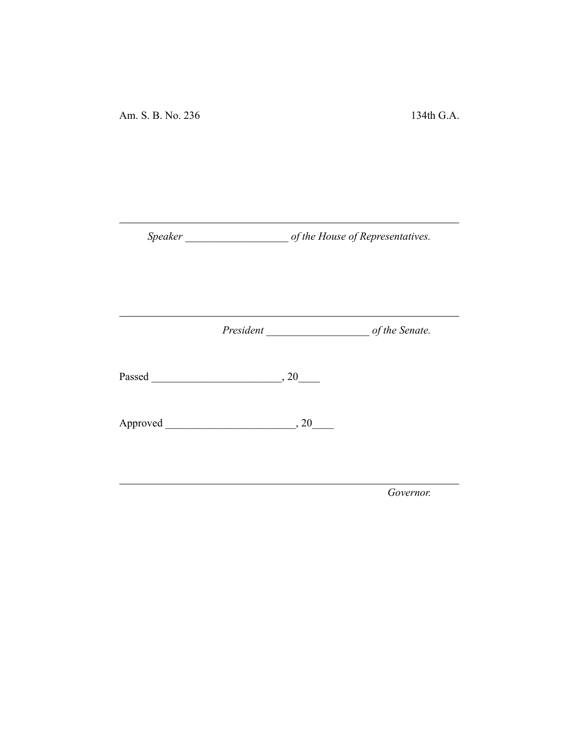Am. S. B. No. 236 134th G.A.

---

*Speaker* ___________________ *of the House of Representatives.*

---

*President* ___________________ *of the Senate.*

Passed ________________________, 20____

Approved ________________________, 20____

---

*Governor.*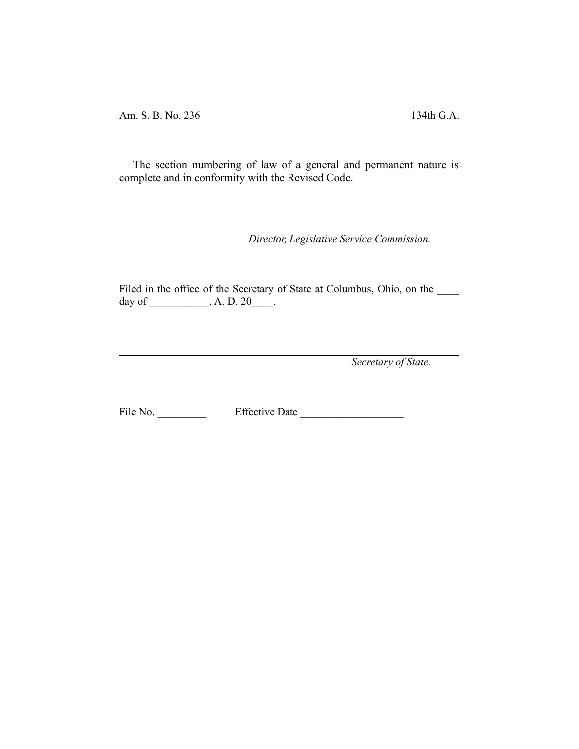Am. S. B. No. 236 134th G.A.

The section numbering of law of a general and permanent nature is complete and in conformity with the Revised Code.

______________________________________________

*Director, Legislative Service Commission.*

Filed in the office of the Secretary of State at Columbus, Ohio, on the ____ day of ___________, A. D. 20____.

______________________________________________

*Secretary of State.*

File No. _________ Effective Date ___________________